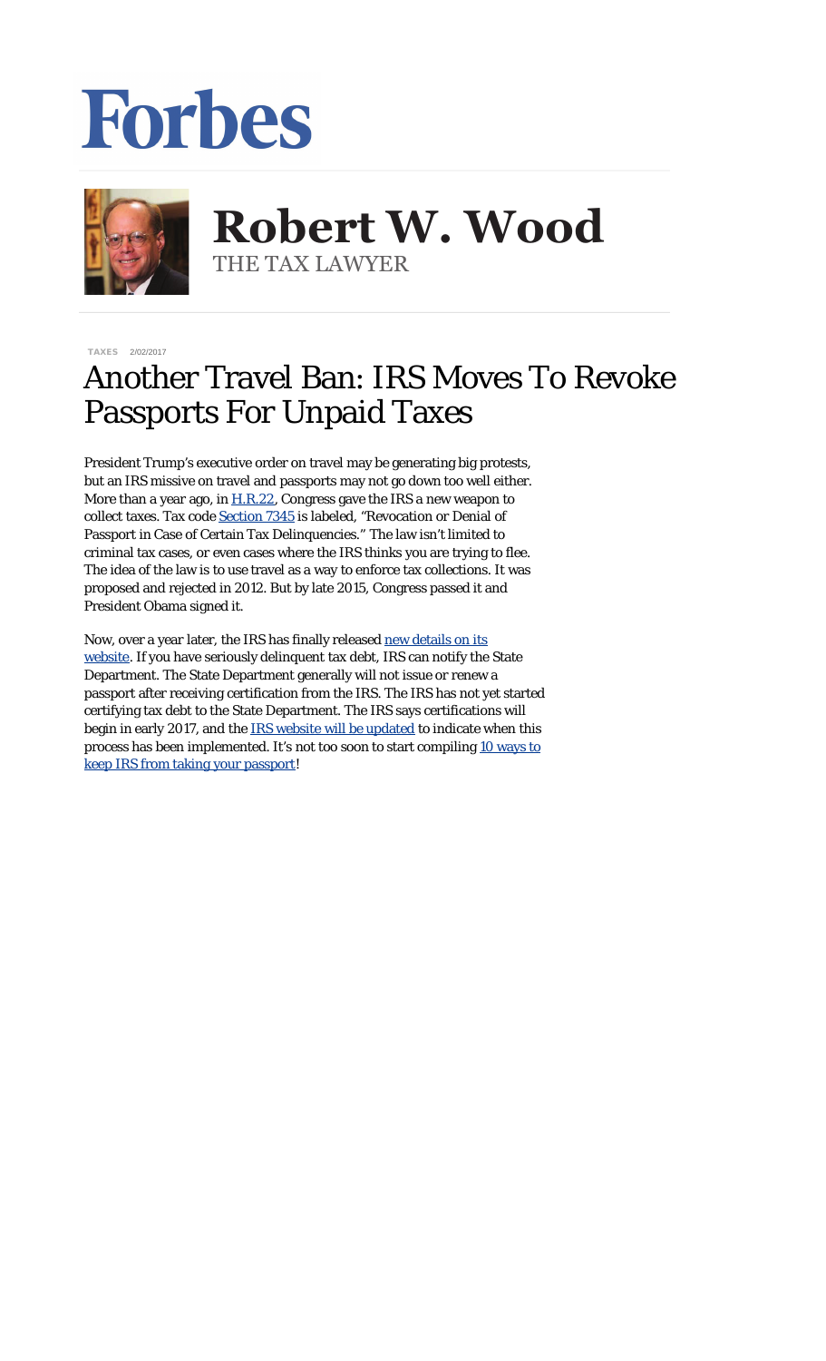Forbes

# Robert W. Wood

THE TAX LAWYER

TAXES 2/02/2017

# Another Travel Ban: IRS Moves To Revoke Passports For Unpaid Taxes

President Trump's executive order on travel may be generating big protests, but an IRS missive on travel and passports may not go down too well either. More than a year ago, in [H.R.22](), Congress gave the IRS a new weapon to collect taxes. Tax code [Section 7345]() is labeled, "Revocation or Denial of Passport in Case of Certain Tax Delinquencies." The law isn't limited to criminal tax cases, or even cases where the IRS thinks you are trying to flee. The idea of the law is to use travel as a way to enforce tax collections. It was proposed and rejected in 2012. But by late 2015, Congress passed it and President Obama signed it.

Now, over a year later, the IRS has finally released [new details on its website](). If you have seriously delinquent tax debt, IRS can notify the State Department. The State Department generally will not issue or renew a passport after receiving certification from the IRS. The IRS has not yet started certifying tax debt to the State Department. The IRS says certifications will begin in early 2017, and the [IRS website will be updated]() to indicate when this process has been implemented. It's not too soon to start compiling [10 ways to keep IRS from taking your passport]()!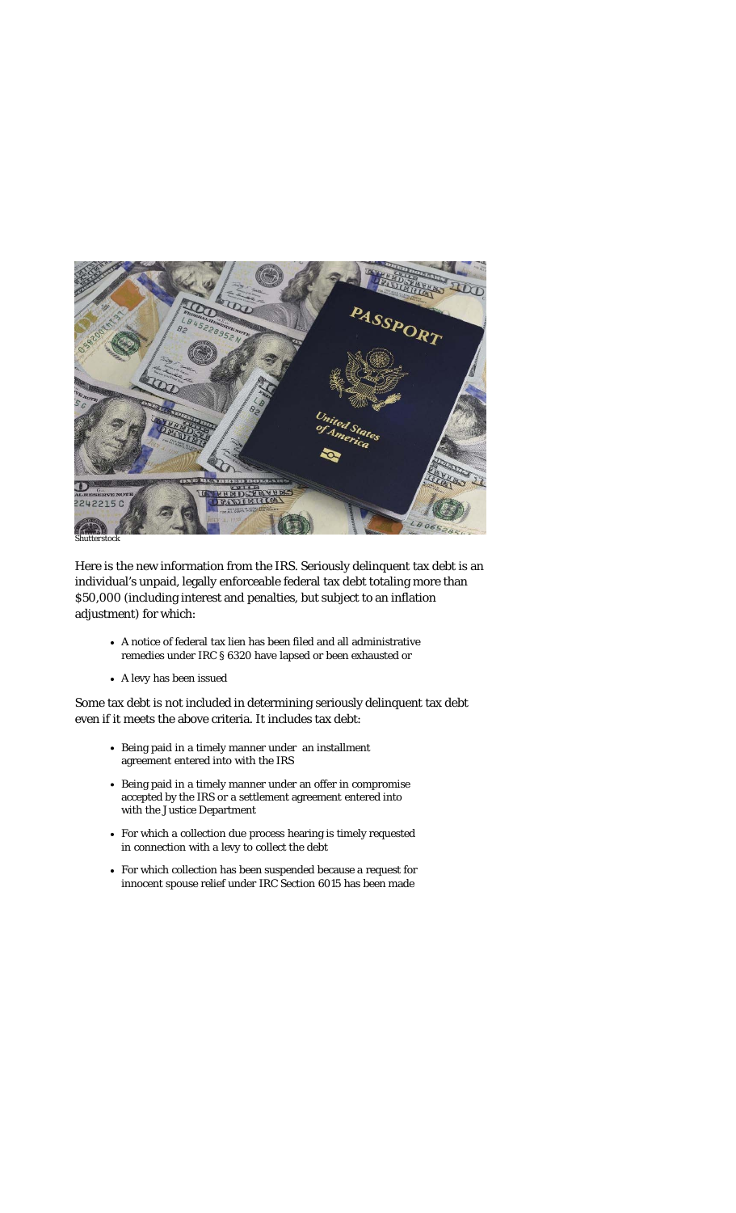Shutterstock

Here is the new information from the IRS. Seriously delinquent tax debt is an individual's unpaid, legally enforceable federal tax debt totaling more than $50,000 (including interest and penalties, but subject to an inflation adjustment) for which:

- A notice of federal tax lien has been filed and all administrative remedies under IRC § 6320 have lapsed or been exhausted or
- A levy has been issued

Some tax debt is not included in determining seriously delinquent tax debt even if it meets the above criteria. It includes tax debt:

- Being paid in a timely manner under an installment agreement entered into with the IRS
- Being paid in a timely manner under an offer in compromise accepted by the IRS or a settlement agreement entered into with the Justice Department
- For which a collection due process hearing is timely requested in connection with a levy to collect the debt
- For which collection has been suspended because a request for innocent spouse relief under IRC Section 6015 has been made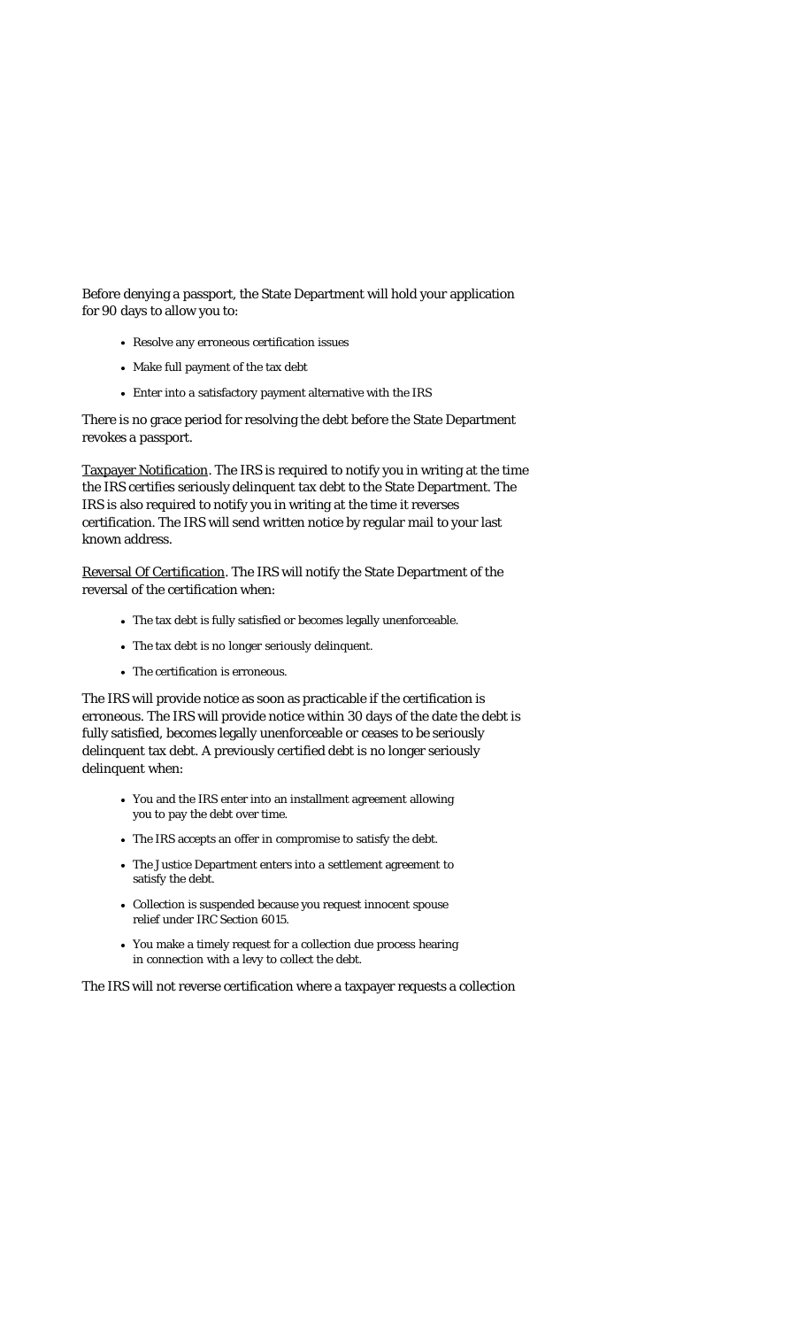Before denying a passport, the State Department will hold your application for 90 days to allow you to:

- Resolve any erroneous certification issues
- Make full payment of the tax debt
- Enter into a satisfactory payment alternative with the IRS

There is no grace period for resolving the debt before the State Department revokes a passport.

Taxpayer Notification. The IRS is required to notify you in writing at the time the IRS certifies seriously delinquent tax debt to the State Department. The IRS is also required to notify you in writing at the time it reverses certification. The IRS will send written notice by regular mail to your last known address.

Reversal Of Certification. The IRS will notify the State Department of the reversal of the certification when:

- The tax debt is fully satisfied or becomes legally unenforceable.
- The tax debt is no longer seriously delinquent.
- The certification is erroneous.

The IRS will provide notice as soon as practicable if the certification is erroneous. The IRS will provide notice within 30 days of the date the debt is fully satisfied, becomes legally unenforceable or ceases to be seriously delinquent tax debt. A previously certified debt is no longer seriously delinquent when:

- You and the IRS enter into an installment agreement allowing you to pay the debt over time.
- The IRS accepts an offer in compromise to satisfy the debt.
- The Justice Department enters into a settlement agreement to satisfy the debt.
- Collection is suspended because you request innocent spouse relief under IRC Section 6015.
- You make a timely request for a collection due process hearing in connection with a levy to collect the debt.

The IRS will not reverse certification where a taxpayer requests a collection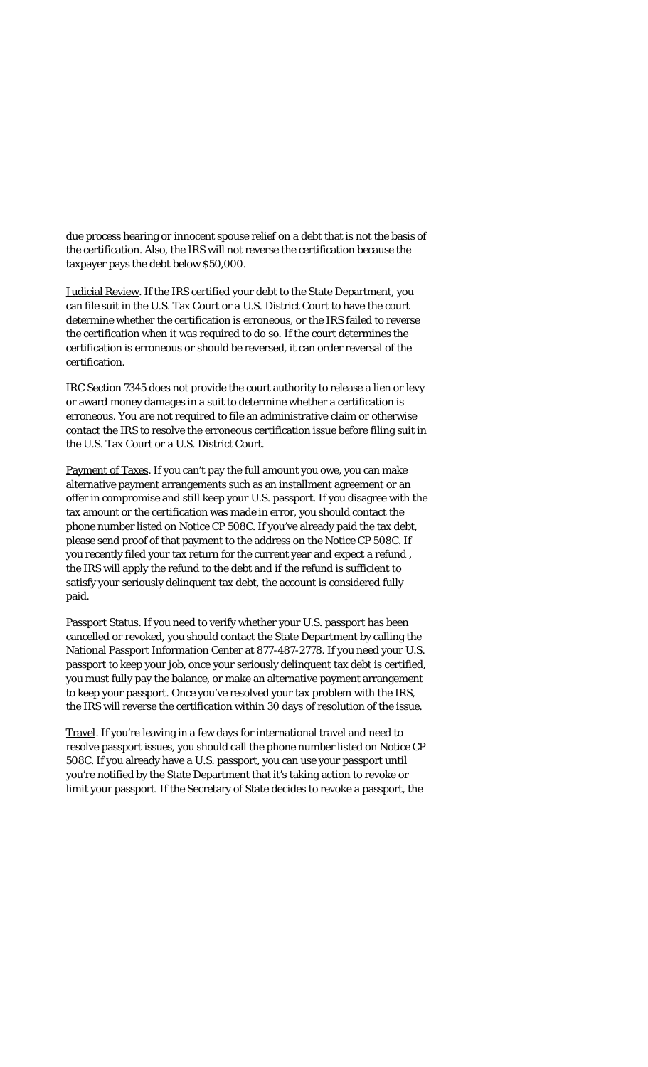due process hearing or innocent spouse relief on a debt that is not the basis of the certification. Also, the IRS will not reverse the certification because the taxpayer pays the debt below $50,000.

Judicial Review. If the IRS certified your debt to the State Department, you can file suit in the U.S. Tax Court or a U.S. District Court to have the court determine whether the certification is erroneous, or the IRS failed to reverse the certification when it was required to do so. If the court determines the certification is erroneous or should be reversed, it can order reversal of the certification.

IRC Section 7345 does not provide the court authority to release a lien or levy or award money damages in a suit to determine whether a certification is erroneous. You are not required to file an administrative claim or otherwise contact the IRS to resolve the erroneous certification issue before filing suit in the U.S. Tax Court or a U.S. District Court.

Payment of Taxes. If you can't pay the full amount you owe, you can make alternative payment arrangements such as an installment agreement or an offer in compromise and still keep your U.S. passport. If you disagree with the tax amount or the certification was made in error, you should contact the phone number listed on Notice CP 508C. If you've already paid the tax debt, please send proof of that payment to the address on the Notice CP 508C. If you recently filed your tax return for the current year and expect a refund , the IRS will apply the refund to the debt and if the refund is sufficient to satisfy your seriously delinquent tax debt, the account is considered fully paid.

Passport Status. If you need to verify whether your U.S. passport has been cancelled or revoked, you should contact the State Department by calling the National Passport Information Center at 877-487-2778. If you need your U.S. passport to keep your job, once your seriously delinquent tax debt is certified, you must fully pay the balance, or make an alternative payment arrangement to keep your passport. Once you've resolved your tax problem with the IRS, the IRS will reverse the certification within 30 days of resolution of the issue.

Travel. If you're leaving in a few days for international travel and need to resolve passport issues, you should call the phone number listed on Notice CP 508C. If you already have a U.S. passport, you can use your passport until you're notified by the State Department that it's taking action to revoke or limit your passport. If the Secretary of State decides to revoke a passport, the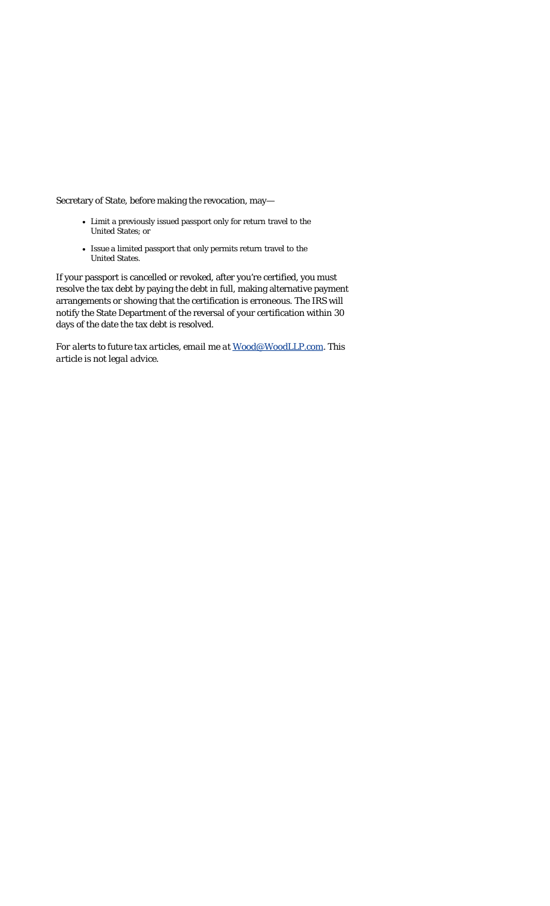Secretary of State, before making the revocation, may—

- Limit a previously issued passport only for return travel to the United States; or
- Issue a limited passport that only permits return travel to the United States.

If your passport is cancelled or revoked, after you're certified, you must resolve the tax debt by paying the debt in full, making alternative payment arrangements or showing that the certification is erroneous. The IRS will notify the State Department of the reversal of your certification within 30 days of the date the tax debt is resolved.

*For alerts to future tax articles, email me at* [Wood@WoodLLP.com](mailto:Wood@WoodLLP.com). *This article is not legal advice.*